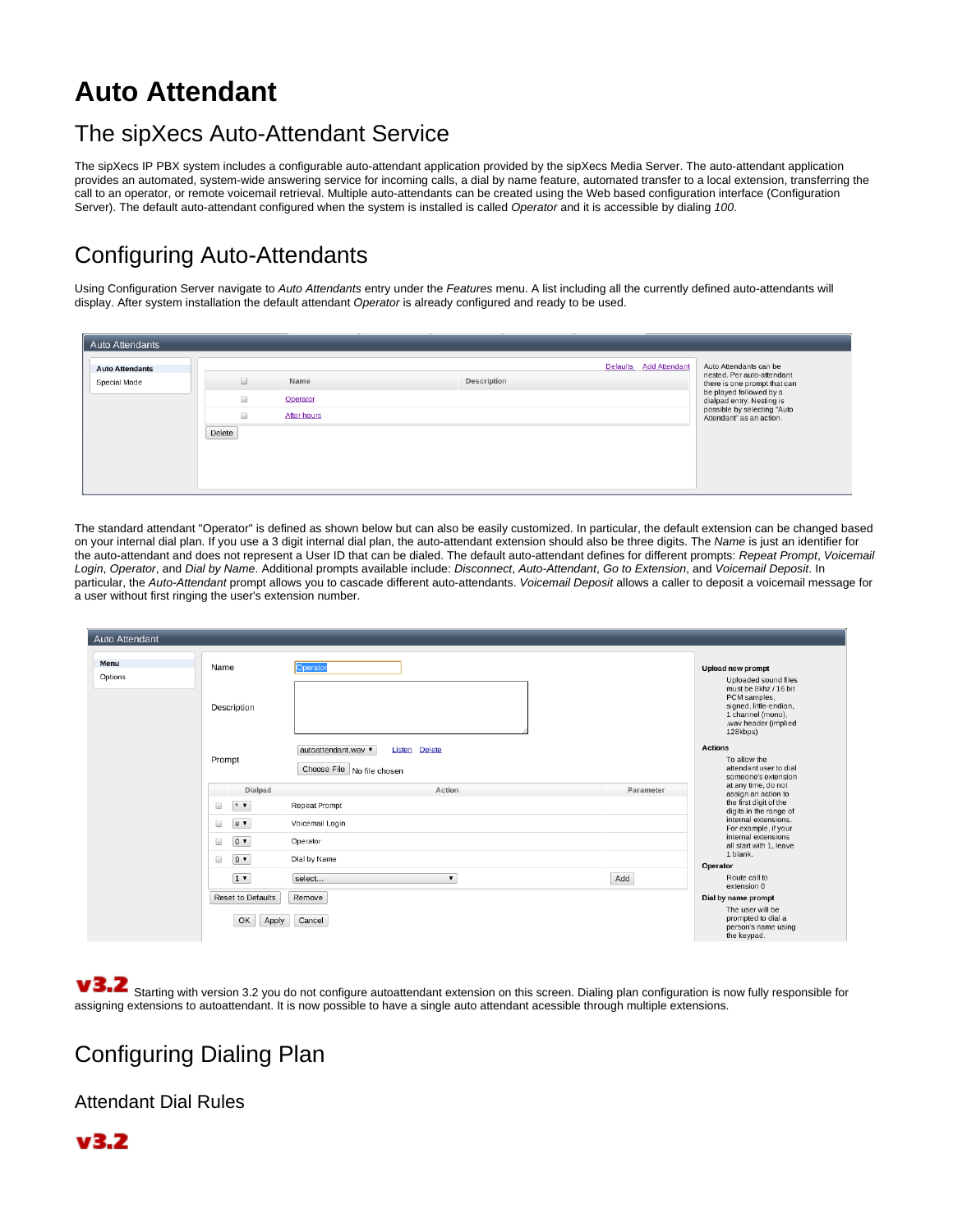# Auto Attendant

## The sipXecs Auto-Attendant Service

The sipXecs IP PBX system includes a configurable auto-attendant application provided by the sipXecs Media Server. The auto-attendant application provides an automated, system-wide answering service for incoming calls, a dial by name feature, automated transfer to a local extension, transferring the call to an operator, or remote voicemail retrieval. Multiple auto-attendants can be created using the Web based configuration interface (Configuration Server). The default auto-attendant configured when the system is installed is called *Operator* and it is accessible by dialing *100*.

## Configuring Auto-Attendants

Using Configuration Server navigate to *Auto Attendants* entry under the *Features* menu. A list including all the currently defined auto-attendants will display. After system installation the default attendant *Operator* is already configured and ready to be used.

The standard attendant "Operator" is defined as shown below but can also be easily customized. In particular, the default extension can be changed based on your internal dial plan. If you use a 3 digit internal dial plan, the auto-attendant extension should also be three digits. The *Name* is just an identifier for the auto-attendant and does not represent a User ID that can be dialed. The default auto-attendant defines for different prompts: *Repeat Prompt*, *Voicemail Login*, *Operator*, and *Dial by Name*. Additional prompts available include: *Disconnect*, *Auto-Attendant*, *Go to Extension*, and *Voicemail Deposit*. In particular, the *Auto-Attendant* prompt allows you to cascade different auto-attendants. *Voicemail Deposit* allows a caller to deposit a voicemail message for a user without first ringing the user's extension number.

**v3.2** Starting with version 3.2 you do not configure autoattendant extension on this screen. Dialing plan configuration is now fully responsible for assigning extensions to autoattendant. It is now possible to have a single auto attendant acessible through multiple extensions.

## Configuring Dialing Plan

### Attendant Dial Rules

**v3.2**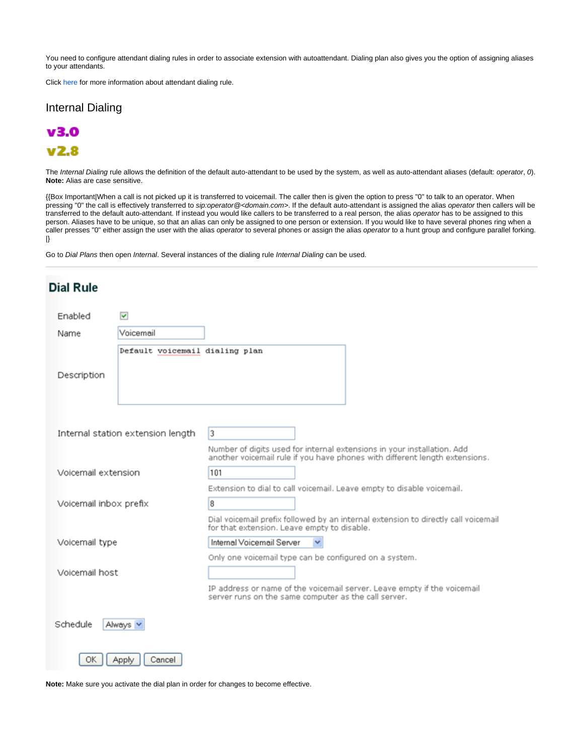You need to configure attendant dialing rules in order to associate extension with autoattendant. Dialing plan also gives you the option of assigning aliases to your attendants.

Click here for more information about attendant dialing rule.

## Internal Dialing

**v3.0**

**v2.8**

The *Internal Dialing* rule allows the definition of the default auto-attendant to be used by the system, as well as auto-attendant aliases (default: *operator*, *0*).
**Note:** Alias are case sensitive.

{{Box Important|When a call is not picked up it is transferred to voicemail. The caller then is given the option to press "0" to talk to an operator. When pressing "0" the call is effectively transferred to *sip:operator@<domain.com>*. If the default auto-attendant is assigned the alias *operator* then callers will be transferred to the default auto-attendant. If instead you would like callers to be transferred to a real person, the alias *operator* has to be assigned to this person. Aliases have to be unique, so that an alias can only be assigned to one person or extension. If you would like to have several phones ring when a caller presses "0" either assign the user with the alias *operator* to several phones or assign the alias *operator* to a hunt group and configure parallel forking. |}

Go to *Dial Plans* then open *Internal*. Several instances of the dialing rule *Internal Dialing* can be used.

### Dial Rule

| Field | Value | Help |
|---|---|---|
| Enabled | ☑ | |
| Name | Voicemail | |
| Description | Default voicemail dialing plan | |
| Internal station extension length | 3 | Number of digits used for internal extensions in your installation. Add another voicemail rule if you have phones with different length extensions. |
| Voicemail extension | 101 | Extension to dial to call voicemail. Leave empty to disable voicemail. |
| Voicemail inbox prefix | 8 | Dial voicemail prefix followed by an internal extension to directly call voicemail for that extension. Leave empty to disable. |
| Voicemail type | Internal Voicemail Server | Only one voicemail type can be configured on a system. |
| Voicemail host | | IP address or name of the voicemail server. Leave empty if the voicemail server runs on the same computer as the call server. |
| Schedule | Always | |

OK | Apply | Cancel

**Note:** Make sure you activate the dial plan in order for changes to become effective.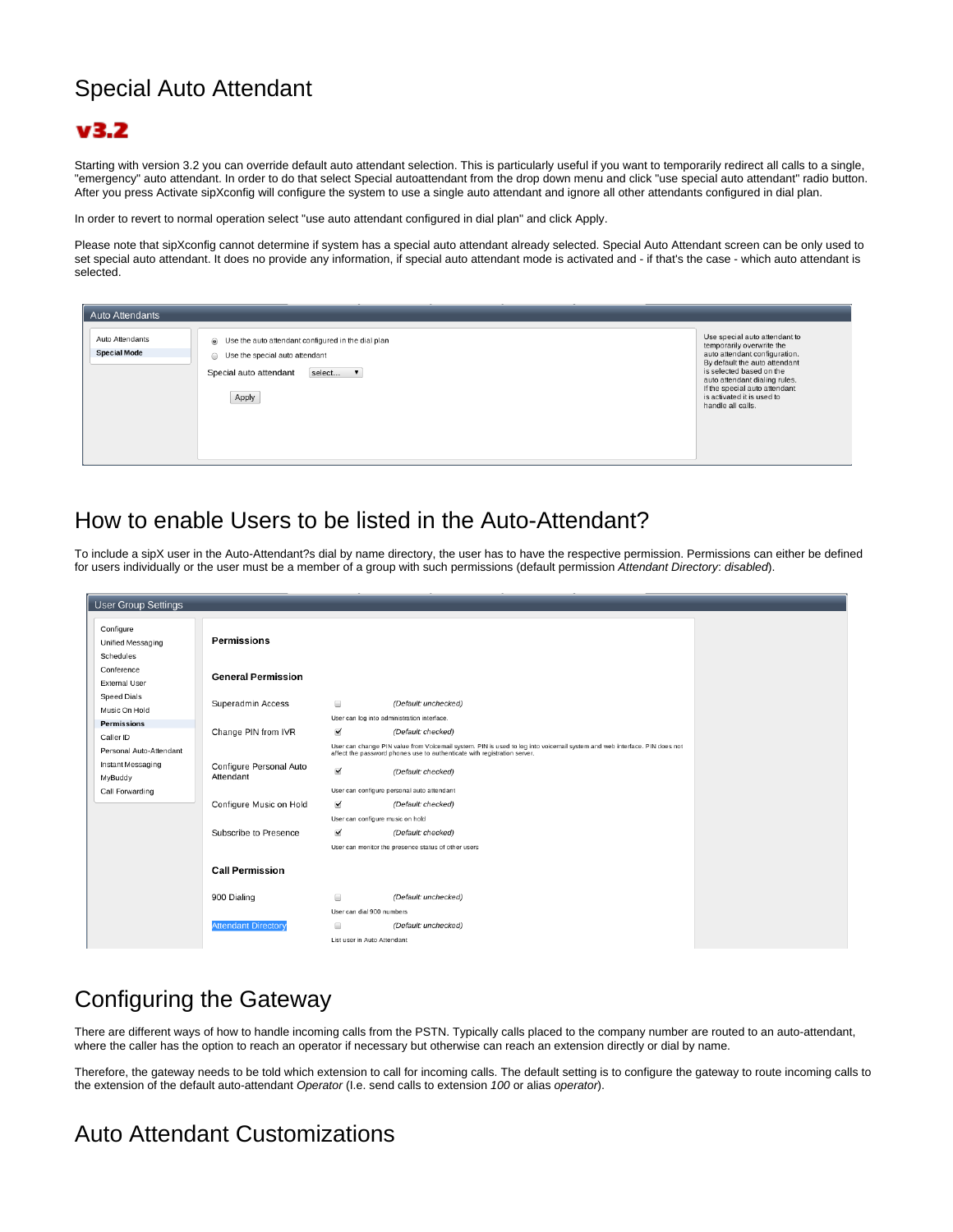# Special Auto Attendant

**v3.2**

Starting with version 3.2 you can override default auto attendant selection. This is particularly useful if you want to temporarily redirect all calls to a single, "emergency" auto attendant. In order to do that select Special autoattendant from the drop down menu and click "use special auto attendant" radio button. After you press Activate sipXconfig will configure the system to use a single auto attendant and ignore all other attendants configured in dial plan.

In order to revert to normal operation select "use auto attendant configured in dial plan" and click Apply.

Please note that sipXconfig cannot determine if system has a special auto attendant already selected. Special Auto Attendant screen can be only used to set special auto attendant. It does no provide any information, if special auto attendant mode is activated and - if that's the case - which auto attendant is selected.

Auto Attendants

- Auto Attendants
- **Special Mode**

( ) Use the auto attendant configured in the dial plan
( ) Use the special auto attendant

Special auto attendant select...

Apply

Use special auto attendant to temporarily overwrite the auto attendant configuration. By default the auto attendant is selected based on the auto attendant dialing rules. If the special auto attendant is activated it is used to handle all calls.

# How to enable Users to be listed in the Auto-Attendant?

To include a sipX user in the Auto-Attendant?s dial by name directory, the user has to have the respective permission. Permissions can either be defined for users individually or the user must be a member of a group with such permissions (default permission *Attendant Directory*: *disabled*).

User Group Settings

- Configure
- Unified Messaging
- Schedules
- Conference
- External User
- Speed Dials
- Music On Hold
- **Permissions**
- Caller ID
- Personal Auto-Attendant
- Instant Messaging
- MyBuddy
- Call Forwarding

**Permissions**

**General Permission**

| Permission | Setting | Default | Description |
|---|---|---|---|
| Superadmin Access | ☐ | *(Default: unchecked)* | User can log into administration interface. |
| Change PIN from IVR | ☑ | *(Default: checked)* | User can change PIN value from Voicemail system. PIN is used to log into voicemail system and web interface. PIN does not affect the password phones use to authenticate with registration server. |
| Configure Personal Auto Attendant | ☑ | *(Default: checked)* | User can configure personal auto attendant |
| Configure Music on Hold | ☑ | *(Default: checked)* | User can configure music on hold |
| Subscribe to Presence | ☑ | *(Default: checked)* | User can monitor the presence status of other users |

**Call Permission**

| Permission | Setting | Default | Description |
|---|---|---|---|
| 900 Dialing | ☐ | *(Default: unchecked)* | User can dial 900 numbers |
| Attendant Directory | ☐ | *(Default: unchecked)* | List user in Auto Attendant |

# Configuring the Gateway

There are different ways of how to handle incoming calls from the PSTN. Typically calls placed to the company number are routed to an auto-attendant, where the caller has the option to reach an operator if necessary but otherwise can reach an extension directly or dial by name.

Therefore, the gateway needs to be told which extension to call for incoming calls. The default setting is to configure the gateway to route incoming calls to the extension of the default auto-attendant *Operator* (I.e. send calls to extension *100* or alias *operator*).

# Auto Attendant Customizations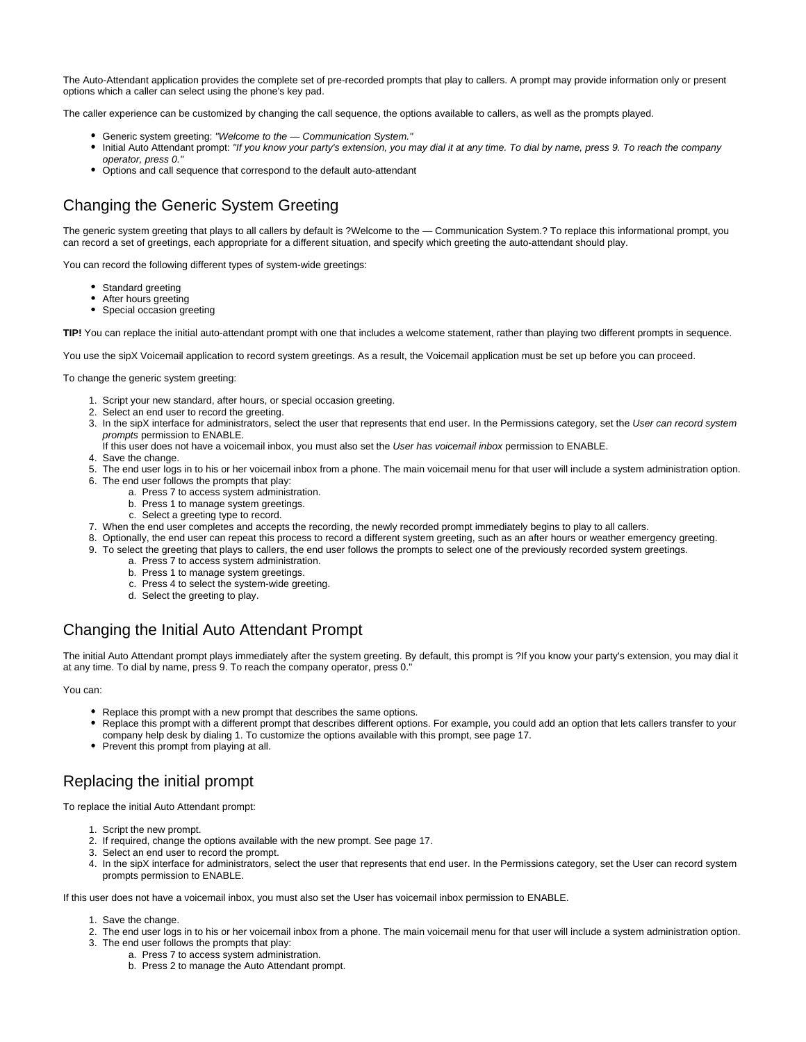The Auto-Attendant application provides the complete set of pre-recorded prompts that play to callers. A prompt may provide information only or present options which a caller can select using the phone's key pad.

The caller experience can be customized by changing the call sequence, the options available to callers, as well as the prompts played.

- Generic system greeting: *"Welcome to the — Communication System."*
- Initial Auto Attendant prompt: *"If you know your party's extension, you may dial it at any time. To dial by name, press 9. To reach the company operator, press 0."*
- Options and call sequence that correspond to the default auto-attendant

## Changing the Generic System Greeting

The generic system greeting that plays to all callers by default is ?Welcome to the — Communication System.? To replace this informational prompt, you can record a set of greetings, each appropriate for a different situation, and specify which greeting the auto-attendant should play.

You can record the following different types of system-wide greetings:

- Standard greeting
- After hours greeting
- Special occasion greeting

**TIP!** You can replace the initial auto-attendant prompt with one that includes a welcome statement, rather than playing two different prompts in sequence.

You use the sipX Voicemail application to record system greetings. As a result, the Voicemail application must be set up before you can proceed.

To change the generic system greeting:

1. Script your new standard, after hours, or special occasion greeting.
2. Select an end user to record the greeting.
3. In the sipX interface for administrators, select the user that represents that end user. In the Permissions category, set the *User can record system prompts* permission to ENABLE.
   If this user does not have a voicemail inbox, you must also set the *User has voicemail inbox* permission to ENABLE.
4. Save the change.
5. The end user logs in to his or her voicemail inbox from a phone. The main voicemail menu for that user will include a system administration option.
6. The end user follows the prompts that play:
   a. Press 7 to access system administration.
   b. Press 1 to manage system greetings.
   c. Select a greeting type to record.
7. When the end user completes and accepts the recording, the newly recorded prompt immediately begins to play to all callers.
8. Optionally, the end user can repeat this process to record a different system greeting, such as an after hours or weather emergency greeting.
9. To select the greeting that plays to callers, the end user follows the prompts to select one of the previously recorded system greetings.
   a. Press 7 to access system administration.
   b. Press 1 to manage system greetings.
   c. Press 4 to select the system-wide greeting.
   d. Select the greeting to play.

## Changing the Initial Auto Attendant Prompt

The initial Auto Attendant prompt plays immediately after the system greeting. By default, this prompt is ?If you know your party's extension, you may dial it at any time. To dial by name, press 9. To reach the company operator, press 0."

You can:

- Replace this prompt with a new prompt that describes the same options.
- Replace this prompt with a different prompt that describes different options. For example, you could add an option that lets callers transfer to your company help desk by dialing 1. To customize the options available with this prompt, see page 17.
- Prevent this prompt from playing at all.

## Replacing the initial prompt

To replace the initial Auto Attendant prompt:

1. Script the new prompt.
2. If required, change the options available with the new prompt. See page 17.
3. Select an end user to record the prompt.
4. In the sipX interface for administrators, select the user that represents that end user. In the Permissions category, set the User can record system prompts permission to ENABLE.

If this user does not have a voicemail inbox, you must also set the User has voicemail inbox permission to ENABLE.

1. Save the change.
2. The end user logs in to his or her voicemail inbox from a phone. The main voicemail menu for that user will include a system administration option.
3. The end user follows the prompts that play:
   a. Press 7 to access system administration.
   b. Press 2 to manage the Auto Attendant prompt.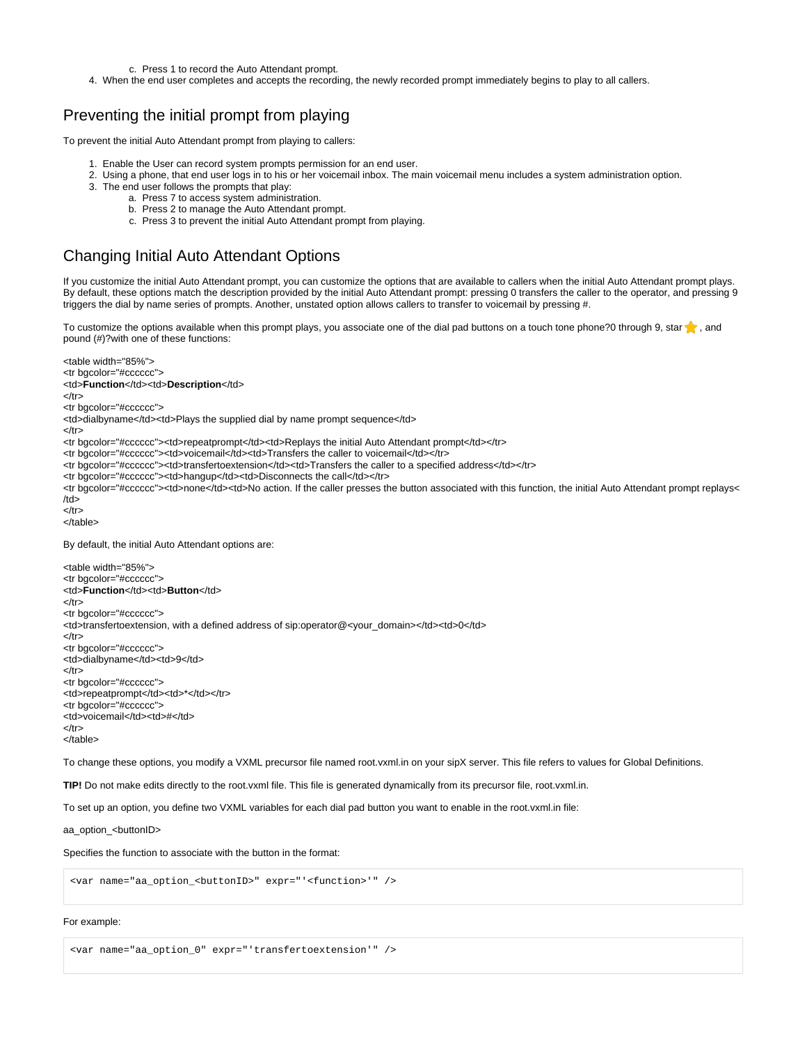c. Press 1 to record the Auto Attendant prompt.

4. When the end user completes and accepts the recording, the newly recorded prompt immediately begins to play to all callers.

## Preventing the initial prompt from playing

To prevent the initial Auto Attendant prompt from playing to callers:

1. Enable the User can record system prompts permission for an end user.
2. Using a phone, that end user logs in to his or her voicemail inbox. The main voicemail menu includes a system administration option.
3. The end user follows the prompts that play:
   a. Press 7 to access system administration.
   b. Press 2 to manage the Auto Attendant prompt.
   c. Press 3 to prevent the initial Auto Attendant prompt from playing.

## Changing Initial Auto Attendant Options

If you customize the initial Auto Attendant prompt, you can customize the options that are available to callers when the initial Auto Attendant prompt plays. By default, these options match the description provided by the initial Auto Attendant prompt: pressing 0 transfers the caller to the operator, and pressing 9 triggers the dial by name series of prompts. Another, unstated option allows callers to transfer to voicemail by pressing #.

To customize the options available when this prompt plays, you associate one of the dial pad buttons on a touch tone phone?0 through 9, star , and pound (#)?with one of these functions:

<table width="85%">
<tr bgcolor="#cccccc">
<td>**Function**</td><td>**Description**</td>
</tr>
<tr bgcolor="#cccccc">
<td>dialbyname</td><td>Plays the supplied dial by name prompt sequence</td>
</tr>
<tr bgcolor="#cccccc"><td>repeatprompt</td><td>Replays the initial Auto Attendant prompt</td></tr>
<tr bgcolor="#cccccc"><td>voicemail</td><td>Transfers the caller to voicemail</td></tr>
<tr bgcolor="#cccccc"><td>transfertoextension</td><td>Transfers the caller to a specified address</td></tr>
<tr bgcolor="#cccccc"><td>hangup</td><td>Disconnects the call</td></tr>
<tr bgcolor="#cccccc"><td>none</td><td>No action. If the caller presses the button associated with this function, the initial Auto Attendant prompt replays</td>
</tr>
</table>

By default, the initial Auto Attendant options are:

<table width="85%">
<tr bgcolor="#cccccc">
<td>**Function**</td><td>**Button**</td>
</tr>
<tr bgcolor="#cccccc">
<td>transfertoextension, with a defined address of sip:operator@<your_domain></td><td>0</td>
</tr>
<tr bgcolor="#cccccc">
<td>dialbyname</td><td>9</td>
</tr>
<tr bgcolor="#cccccc">
<td>repeatprompt</td><td>*</td></tr>
<tr bgcolor="#cccccc">
<td>voicemail</td><td>#</td>
</tr>
</table>

To change these options, you modify a VXML precursor file named root.vxml.in on your sipX server. This file refers to values for Global Definitions.

**TIP!** Do not make edits directly to the root.vxml file. This file is generated dynamically from its precursor file, root.vxml.in.

To set up an option, you define two VXML variables for each dial pad button you want to enable in the root.vxml.in file:

aa_option_<buttonID>

Specifies the function to associate with the button in the format:

```
<var name="aa_option_<buttonID>" expr="'<function>'" />
```

For example:

```
<var name="aa_option_0" expr="'transfertoextension'" />
```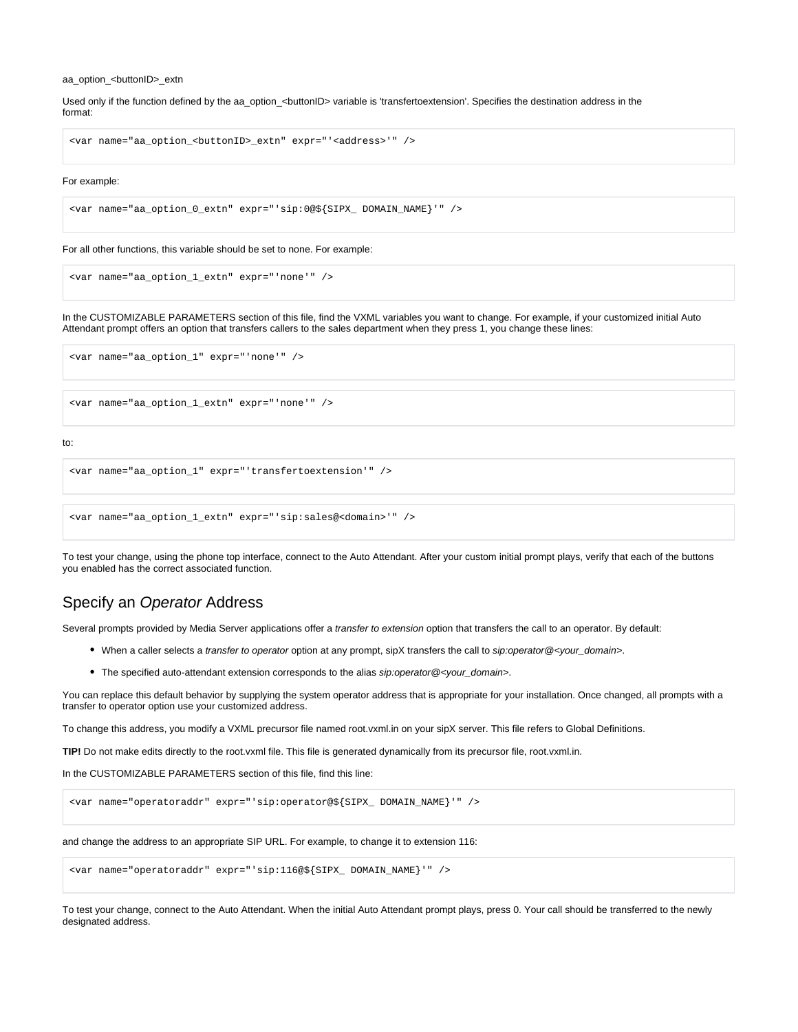aa_option_<buttonID>_extn

Used only if the function defined by the aa_option_<buttonID> variable is 'transfertoextension'. Specifies the destination address in the format:

```
<var name="aa_option_<buttonID>_extn" expr="'<address>'" />
```

For example:

```
<var name="aa_option_0_extn" expr="'sip:0@${SIPX_ DOMAIN_NAME}'" />
```

For all other functions, this variable should be set to none. For example:

```
<var name="aa_option_1_extn" expr="'none'" />
```

In the CUSTOMIZABLE PARAMETERS section of this file, find the VXML variables you want to change. For example, if your customized initial Auto Attendant prompt offers an option that transfers callers to the sales department when they press 1, you change these lines:

```
<var name="aa_option_1" expr="'none'" />
```

```
<var name="aa_option_1_extn" expr="'none'" />
```

to:

```
<var name="aa_option_1" expr="'transfertoextension'" />
```

```
<var name="aa_option_1_extn" expr="'sip:sales@<domain>'" />
```

To test your change, using the phone top interface, connect to the Auto Attendant. After your custom initial prompt plays, verify that each of the buttons you enabled has the correct associated function.

## Specify an *Operator* Address

Several prompts provided by Media Server applications offer a *transfer to extension* option that transfers the call to an operator. By default:

- When a caller selects a *transfer to operator* option at any prompt, sipX transfers the call to *sip:operator@<your_domain>*.
- The specified auto-attendant extension corresponds to the alias *sip:operator@<your_domain>*.

You can replace this default behavior by supplying the system operator address that is appropriate for your installation. Once changed, all prompts with a transfer to operator option use your customized address.

To change this address, you modify a VXML precursor file named root.vxml.in on your sipX server. This file refers to Global Definitions.

**TIP!** Do not make edits directly to the root.vxml file. This file is generated dynamically from its precursor file, root.vxml.in.

In the CUSTOMIZABLE PARAMETERS section of this file, find this line:

```
<var name="operatoraddr" expr="'sip:operator@${SIPX_ DOMAIN_NAME}'" />
```

and change the address to an appropriate SIP URL. For example, to change it to extension 116:

```
<var name="operatoraddr" expr="'sip:116@${SIPX_ DOMAIN_NAME}'" />
```

To test your change, connect to the Auto Attendant. When the initial Auto Attendant prompt plays, press 0. Your call should be transferred to the newly designated address.